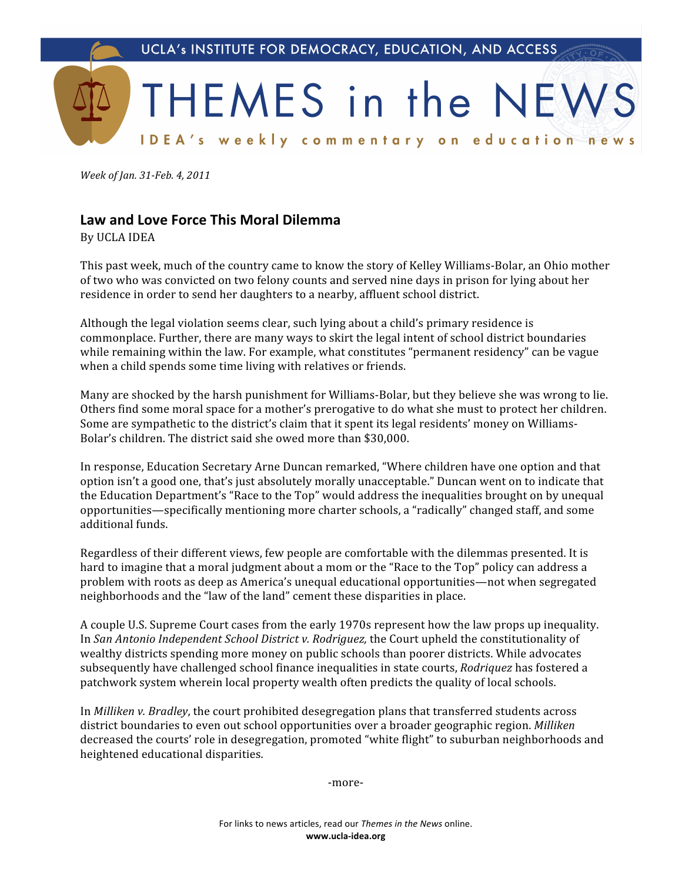UCLA's INSTITUTE FOR DEMOCRACY, EDUCATION, AND ACCESS

# THEMES in the NEWS

IDEA's weekly commentary on education news

*Week of Jan. 31-Feb. 4, 2011*

## Law and Love Force This Moral Dilemma

By UCLA IDEA

This past week, much of the country came to know the story of Kelley Williams-Bolar, an Ohio mother of two who was convicted on two felony counts and served nine days in prison for lying about her residence in order to send her daughters to a nearby, affluent school district.

Although the legal violation seems clear, such lying about a child's primary residence is commonplace. Further, there are many ways to skirt the legal intent of school district boundaries while remaining within the law. For example, what constitutes "permanent residency" can be vague when a child spends some time living with relatives or friends.

Many are shocked by the harsh punishment for Williams-Bolar, but they believe she was wrong to lie. Others find some moral space for a mother's prerogative to do what she must to protect her children. Some are sympathetic to the district's claim that it spent its legal residents' money on Williams-Bolar's children. The district said she owed more than $30,000.

In response, Education Secretary Arne Duncan remarked, "Where children have one option and that option isn't a good one, that's just absolutely morally unacceptable." Duncan went on to indicate that the Education Department's "Race to the Top" would address the inequalities brought on by unequal opportunities—specifically mentioning more charter schools, a "radically" changed staff, and some additional funds.

Regardless of their different views, few people are comfortable with the dilemmas presented. It is hard to imagine that a moral judgment about a mom or the "Race to the Top" policy can address a problem with roots as deep as America's unequal educational opportunities—not when segregated neighborhoods and the "law of the land" cement these disparities in place.

A couple U.S. Supreme Court cases from the early 1970s represent how the law props up inequality. In *San Antonio Independent School District v. Rodriguez,* the Court upheld the constitutionality of wealthy districts spending more money on public schools than poorer districts. While advocates subsequently have challenged school finance inequalities in state courts, *Rodriquez* has fostered a patchwork system wherein local property wealth often predicts the quality of local schools.

In *Milliken v. Bradley*, the court prohibited desegregation plans that transferred students across district boundaries to even out school opportunities over a broader geographic region. *Milliken* decreased the courts' role in desegregation, promoted "white flight" to suburban neighborhoods and heightened educational disparities.

-more-

For links to news articles, read our *Themes in the News* online.
**www.ucla-idea.org**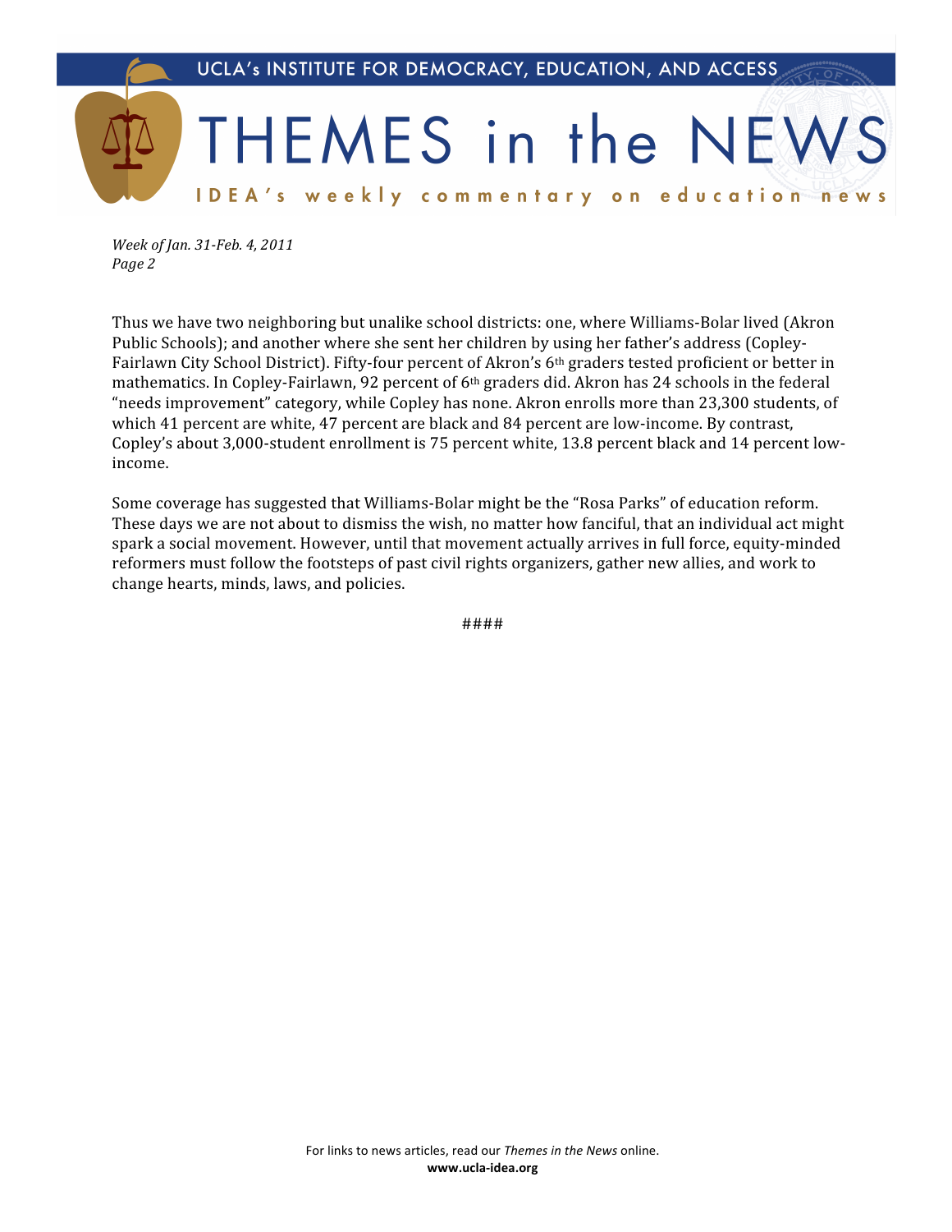*Week of Jan. 31-Feb. 4, 2011*
*Page 2*

Thus we have two neighboring but unalike school districts: one, where Williams-Bolar lived (Akron Public Schools); and another where she sent her children by using her father's address (Copley-Fairlawn City School District). Fifty-four percent of Akron's 6th graders tested proficient or better in mathematics. In Copley-Fairlawn, 92 percent of 6th graders did. Akron has 24 schools in the federal "needs improvement" category, while Copley has none. Akron enrolls more than 23,300 students, of which 41 percent are white, 47 percent are black and 84 percent are low-income. By contrast, Copley's about 3,000-student enrollment is 75 percent white, 13.8 percent black and 14 percent low-income.

Some coverage has suggested that Williams-Bolar might be the "Rosa Parks" of education reform. These days we are not about to dismiss the wish, no matter how fanciful, that an individual act might spark a social movement. However, until that movement actually arrives in full force, equity-minded reformers must follow the footsteps of past civil rights organizers, gather new allies, and work to change hearts, minds, laws, and policies.

####